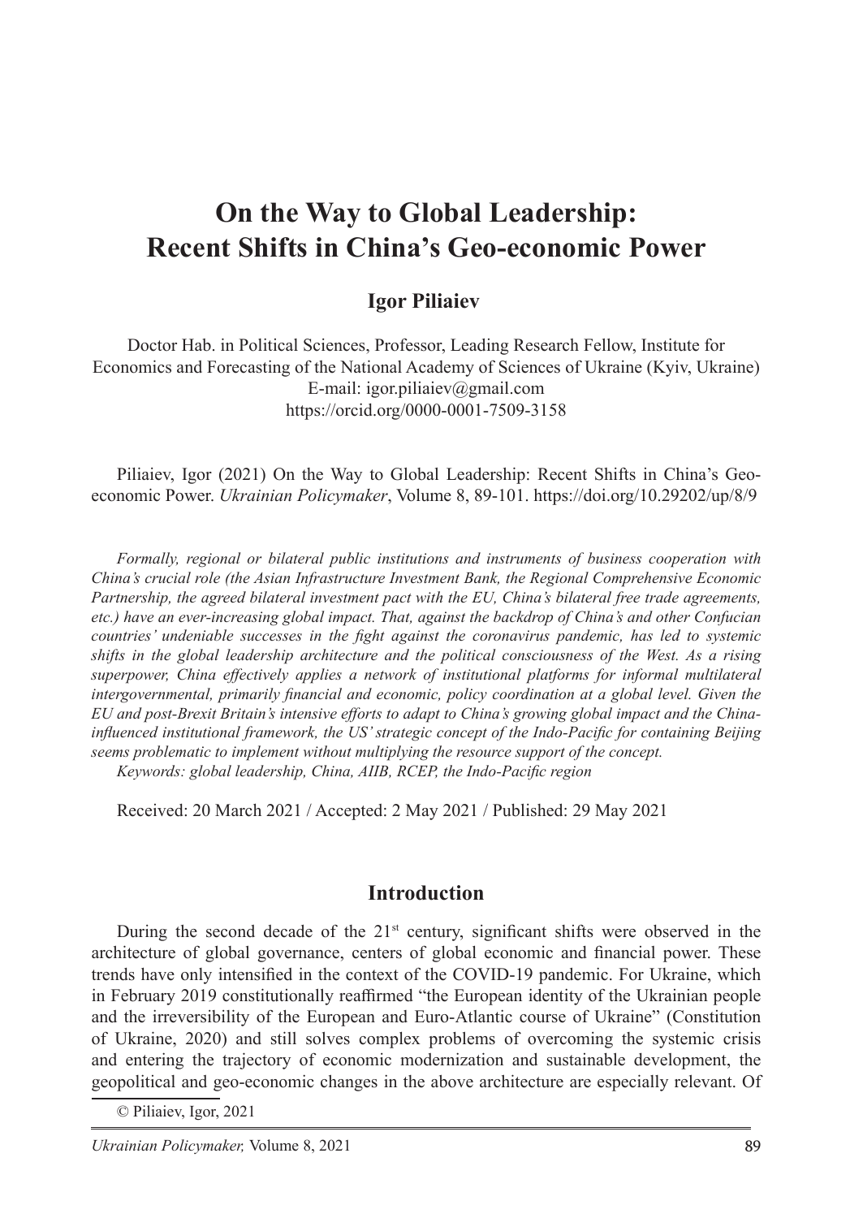# On the Way to Global Leadership: Recent Shifts in China's Geo-economic Power

**Igor Piliaiev**

Doctor Hab. in Political Sciences, Professor, Leading Research Fellow, Institute for Economics and Forecasting of the National Academy of Sciences of Ukraine (Kyiv, Ukraine)
E-mail: igor.piliaiev@gmail.com
https://orcid.org/0000-0001-7509-3158

Piliaiev, Igor (2021) On the Way to Global Leadership: Recent Shifts in China's Geo-economic Power. *Ukrainian Policymaker*, Volume 8, 89-101. https://doi.org/10.29202/up/8/9

*Formally, regional or bilateral public institutions and instruments of business cooperation with China's crucial role (the Asian Infrastructure Investment Bank, the Regional Comprehensive Economic Partnership, the agreed bilateral investment pact with the EU, China's bilateral free trade agreements, etc.) have an ever-increasing global impact. That, against the backdrop of China's and other Confucian countries' undeniable successes in the fight against the coronavirus pandemic, has led to systemic shifts in the global leadership architecture and the political consciousness of the West. As a rising superpower, China effectively applies a network of institutional platforms for informal multilateral intergovernmental, primarily financial and economic, policy coordination at a global level. Given the EU and post-Brexit Britain's intensive efforts to adapt to China's growing global impact and the China-influenced institutional framework, the US' strategic concept of the Indo-Pacific for containing Beijing seems problematic to implement without multiplying the resource support of the concept.*

*Keywords: global leadership, China, AIIB, RCEP, the Indo-Pacific region*

Received: 20 March 2021 / Accepted: 2 May 2021 / Published: 29 May 2021

## Introduction

During the second decade of the 21st century, significant shifts were observed in the architecture of global governance, centers of global economic and financial power. These trends have only intensified in the context of the COVID-19 pandemic. For Ukraine, which in February 2019 constitutionally reaffirmed "the European identity of the Ukrainian people and the irreversibility of the European and Euro-Atlantic course of Ukraine" (Constitution of Ukraine, 2020) and still solves complex problems of overcoming the systemic crisis and entering the trajectory of economic modernization and sustainable development, the geopolitical and geo-economic changes in the above architecture are especially relevant. Of

© Piliaiev, Igor, 2021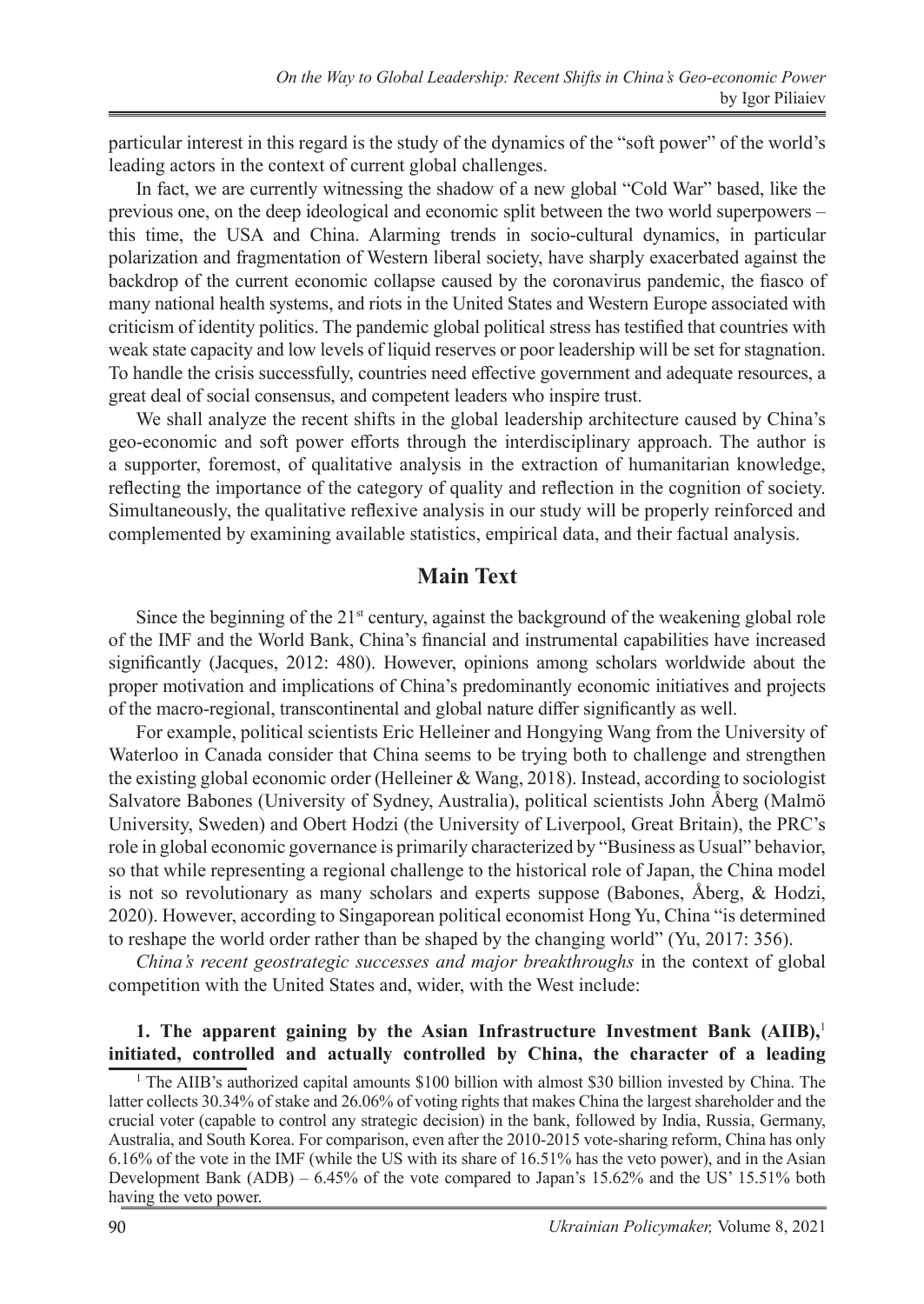particular interest in this regard is the study of the dynamics of the "soft power" of the world's leading actors in the context of current global challenges.

In fact, we are currently witnessing the shadow of a new global "Cold War" based, like the previous one, on the deep ideological and economic split between the two world superpowers – this time, the USA and China. Alarming trends in socio-cultural dynamics, in particular polarization and fragmentation of Western liberal society, have sharply exacerbated against the backdrop of the current economic collapse caused by the coronavirus pandemic, the fiasco of many national health systems, and riots in the United States and Western Europe associated with criticism of identity politics. The pandemic global political stress has testified that countries with weak state capacity and low levels of liquid reserves or poor leadership will be set for stagnation. To handle the crisis successfully, countries need effective government and adequate resources, a great deal of social consensus, and competent leaders who inspire trust.

We shall analyze the recent shifts in the global leadership architecture caused by China's geo-economic and soft power efforts through the interdisciplinary approach. The author is a supporter, foremost, of qualitative analysis in the extraction of humanitarian knowledge, reflecting the importance of the category of quality and reflection in the cognition of society. Simultaneously, the qualitative reflexive analysis in our study will be properly reinforced and complemented by examining available statistics, empirical data, and their factual analysis.

## Main Text

Since the beginning of the 21st century, against the background of the weakening global role of the IMF and the World Bank, China's financial and instrumental capabilities have increased significantly (Jacques, 2012: 480). However, opinions among scholars worldwide about the proper motivation and implications of China's predominantly economic initiatives and projects of the macro-regional, transcontinental and global nature differ significantly as well.

For example, political scientists Eric Helleiner and Hongying Wang from the University of Waterloo in Canada consider that China seems to be trying both to challenge and strengthen the existing global economic order (Helleiner & Wang, 2018). Instead, according to sociologist Salvatore Babones (University of Sydney, Australia), political scientists John Åberg (Malmö University, Sweden) and Obert Hodzi (the University of Liverpool, Great Britain), the PRC's role in global economic governance is primarily characterized by "Business as Usual" behavior, so that while representing a regional challenge to the historical role of Japan, the China model is not so revolutionary as many scholars and experts suppose (Babones, Åberg, & Hodzi, 2020). However, according to Singaporean political economist Hong Yu, China "is determined to reshape the world order rather than be shaped by the changing world" (Yu, 2017: 356).

*China's recent geostrategic successes and major breakthroughs* in the context of global competition with the United States and, wider, with the West include:

**1. The apparent gaining by the Asian Infrastructure Investment Bank (AIIB),**[1] **initiated, controlled and actually controlled by China, the character of a leading**

[1] The AIIB's authorized capital amounts $100 billion with almost $30 billion invested by China. The latter collects 30.34% of stake and 26.06% of voting rights that makes China the largest shareholder and the crucial voter (capable to control any strategic decision) in the bank, followed by India, Russia, Germany, Australia, and South Korea. For comparison, even after the 2010-2015 vote-sharing reform, China has only 6.16% of the vote in the IMF (while the US with its share of 16.51% has the veto power), and in the Asian Development Bank (ADB) – 6.45% of the vote compared to Japan's 15.62% and the US' 15.51% both having the veto power.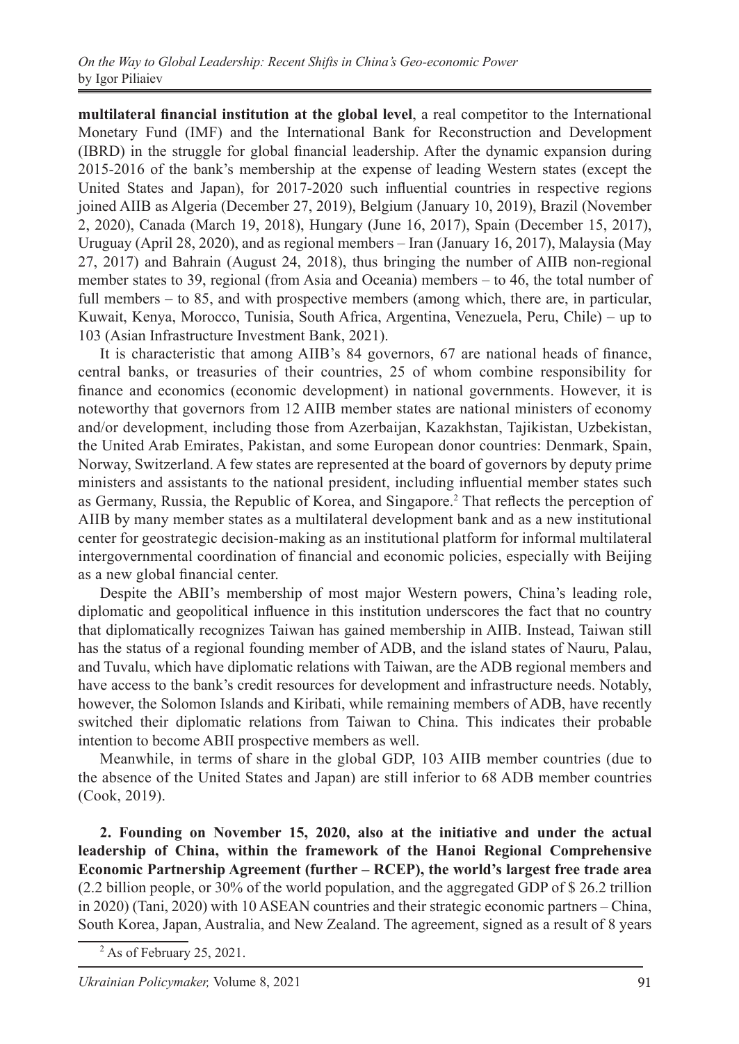**multilateral financial institution at the global level**, a real competitor to the International Monetary Fund (IMF) and the International Bank for Reconstruction and Development (IBRD) in the struggle for global financial leadership. After the dynamic expansion during 2015-2016 of the bank's membership at the expense of leading Western states (except the United States and Japan), for 2017-2020 such influential countries in respective regions joined AIIB as Algeria (December 27, 2019), Belgium (January 10, 2019), Brazil (November 2, 2020), Canada (March 19, 2018), Hungary (June 16, 2017), Spain (December 15, 2017), Uruguay (April 28, 2020), and as regional members – Iran (January 16, 2017), Malaysia (May 27, 2017) and Bahrain (August 24, 2018), thus bringing the number of AIIB non-regional member states to 39, regional (from Asia and Oceania) members – to 46, the total number of full members – to 85, and with prospective members (among which, there are, in particular, Kuwait, Kenya, Morocco, Tunisia, South Africa, Argentina, Venezuela, Peru, Chile) – up to 103 (Asian Infrastructure Investment Bank, 2021).

It is characteristic that among AIIB's 84 governors, 67 are national heads of finance, central banks, or treasuries of their countries, 25 of whom combine responsibility for finance and economics (economic development) in national governments. However, it is noteworthy that governors from 12 AIIB member states are national ministers of economy and/or development, including those from Azerbaijan, Kazakhstan, Tajikistan, Uzbekistan, the United Arab Emirates, Pakistan, and some European donor countries: Denmark, Spain, Norway, Switzerland. A few states are represented at the board of governors by deputy prime ministers and assistants to the national president, including influential member states such as Germany, Russia, the Republic of Korea, and Singapore.[2] That reflects the perception of AIIB by many member states as a multilateral development bank and as a new institutional center for geostrategic decision-making as an institutional platform for informal multilateral intergovernmental coordination of financial and economic policies, especially with Beijing as a new global financial center.

Despite the ABII's membership of most major Western powers, China's leading role, diplomatic and geopolitical influence in this institution underscores the fact that no country that diplomatically recognizes Taiwan has gained membership in AIIB. Instead, Taiwan still has the status of a regional founding member of ADB, and the island states of Nauru, Palau, and Tuvalu, which have diplomatic relations with Taiwan, are the ADB regional members and have access to the bank's credit resources for development and infrastructure needs. Notably, however, the Solomon Islands and Kiribati, while remaining members of ADB, have recently switched their diplomatic relations from Taiwan to China. This indicates their probable intention to become ABII prospective members as well.

Meanwhile, in terms of share in the global GDP, 103 AIIB member countries (due to the absence of the United States and Japan) are still inferior to 68 ADB member countries (Cook, 2019).

**2. Founding on November 15, 2020, also at the initiative and under the actual leadership of China, within the framework of the Hanoi Regional Comprehensive Economic Partnership Agreement (further – RCEP), the world's largest free trade area** (2.2 billion people, or 30% of the world population, and the aggregated GDP of $ 26.2 trillion in 2020) (Tani, 2020) with 10 ASEAN countries and their strategic economic partners – China, South Korea, Japan, Australia, and New Zealand. The agreement, signed as a result of 8 years

[2] As of February 25, 2021.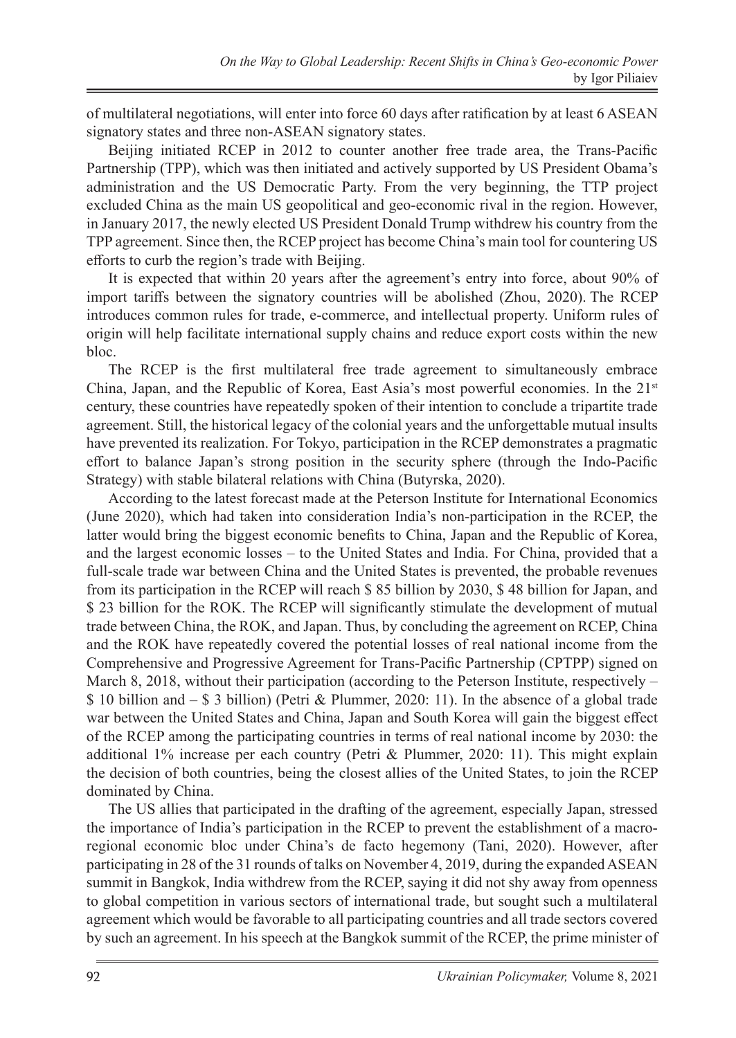of multilateral negotiations, will enter into force 60 days after ratification by at least 6 ASEAN signatory states and three non-ASEAN signatory states.

Beijing initiated RCEP in 2012 to counter another free trade area, the Trans-Pacific Partnership (TPP), which was then initiated and actively supported by US President Obama's administration and the US Democratic Party. From the very beginning, the TTP project excluded China as the main US geopolitical and geo-economic rival in the region. However, in January 2017, the newly elected US President Donald Trump withdrew his country from the TPP agreement. Since then, the RCEP project has become China's main tool for countering US efforts to curb the region's trade with Beijing.

It is expected that within 20 years after the agreement's entry into force, about 90% of import tariffs between the signatory countries will be abolished (Zhou, 2020). The RCEP introduces common rules for trade, e-commerce, and intellectual property. Uniform rules of origin will help facilitate international supply chains and reduce export costs within the new bloc.

The RCEP is the first multilateral free trade agreement to simultaneously embrace China, Japan, and the Republic of Korea, East Asia's most powerful economies. In the 21st century, these countries have repeatedly spoken of their intention to conclude a tripartite trade agreement. Still, the historical legacy of the colonial years and the unforgettable mutual insults have prevented its realization. For Tokyo, participation in the RCEP demonstrates a pragmatic effort to balance Japan's strong position in the security sphere (through the Indo-Pacific Strategy) with stable bilateral relations with China (Butyrska, 2020).

According to the latest forecast made at the Peterson Institute for International Economics (June 2020), which had taken into consideration India's non-participation in the RCEP, the latter would bring the biggest economic benefits to China, Japan and the Republic of Korea, and the largest economic losses – to the United States and India. For China, provided that a full-scale trade war between China and the United States is prevented, the probable revenues from its participation in the RCEP will reach $ 85 billion by 2030, $ 48 billion for Japan, and $ 23 billion for the ROK. The RCEP will significantly stimulate the development of mutual trade between China, the ROK, and Japan. Thus, by concluding the agreement on RCEP, China and the ROK have repeatedly covered the potential losses of real national income from the Comprehensive and Progressive Agreement for Trans-Pacific Partnership (CPTPP) signed on March 8, 2018, without their participation (according to the Peterson Institute, respectively – $ 10 billion and – $ 3 billion) (Petri & Plummer, 2020: 11). In the absence of a global trade war between the United States and China, Japan and South Korea will gain the biggest effect of the RCEP among the participating countries in terms of real national income by 2030: the additional 1% increase per each country (Petri & Plummer, 2020: 11). This might explain the decision of both countries, being the closest allies of the United States, to join the RCEP dominated by China.

The US allies that participated in the drafting of the agreement, especially Japan, stressed the importance of India's participation in the RCEP to prevent the establishment of a macro-regional economic bloc under China's de facto hegemony (Tani, 2020). However, after participating in 28 of the 31 rounds of talks on November 4, 2019, during the expanded ASEAN summit in Bangkok, India withdrew from the RCEP, saying it did not shy away from openness to global competition in various sectors of international trade, but sought such a multilateral agreement which would be favorable to all participating countries and all trade sectors covered by such an agreement. In his speech at the Bangkok summit of the RCEP, the prime minister of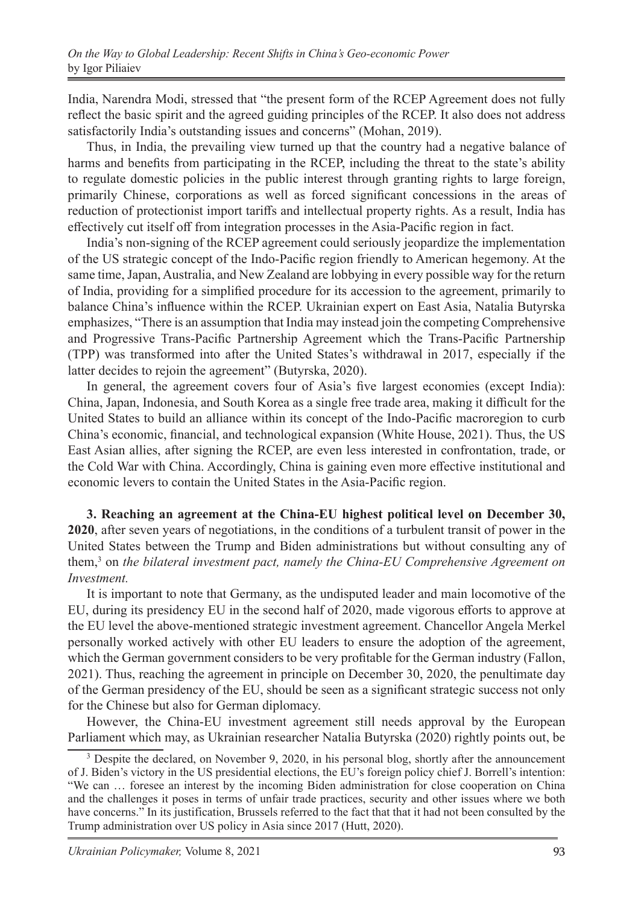India, Narendra Modi, stressed that "the present form of the RCEP Agreement does not fully reflect the basic spirit and the agreed guiding principles of the RCEP. It also does not address satisfactorily India's outstanding issues and concerns" (Mohan, 2019).

Thus, in India, the prevailing view turned up that the country had a negative balance of harms and benefits from participating in the RCEP, including the threat to the state's ability to regulate domestic policies in the public interest through granting rights to large foreign, primarily Chinese, corporations as well as forced significant concessions in the areas of reduction of protectionist import tariffs and intellectual property rights. As a result, India has effectively cut itself off from integration processes in the Asia-Pacific region in fact.

India's non-signing of the RCEP agreement could seriously jeopardize the implementation of the US strategic concept of the Indo-Pacific region friendly to American hegemony. At the same time, Japan, Australia, and New Zealand are lobbying in every possible way for the return of India, providing for a simplified procedure for its accession to the agreement, primarily to balance China's influence within the RCEP. Ukrainian expert on East Asia, Natalia Butyrska emphasizes, "There is an assumption that India may instead join the competing Comprehensive and Progressive Trans-Pacific Partnership Agreement which the Trans-Pacific Partnership (TPP) was transformed into after the United States's withdrawal in 2017, especially if the latter decides to rejoin the agreement" (Butyrska, 2020).

In general, the agreement covers four of Asia's five largest economies (except India): China, Japan, Indonesia, and South Korea as a single free trade area, making it difficult for the United States to build an alliance within its concept of the Indo-Pacific macroregion to curb China's economic, financial, and technological expansion (White House, 2021). Thus, the US East Asian allies, after signing the RCEP, are even less interested in confrontation, trade, or the Cold War with China. Accordingly, China is gaining even more effective institutional and economic levers to contain the United States in the Asia-Pacific region.

**3. Reaching an agreement at the China-EU highest political level on December 30, 2020**, after seven years of negotiations, in the conditions of a turbulent transit of power in the United States between the Trump and Biden administrations but without consulting any of them,[3] on *the bilateral investment pact, namely the China-EU Comprehensive Agreement on Investment.*

It is important to note that Germany, as the undisputed leader and main locomotive of the EU, during its presidency EU in the second half of 2020, made vigorous efforts to approve at the EU level the above-mentioned strategic investment agreement. Chancellor Angela Merkel personally worked actively with other EU leaders to ensure the adoption of the agreement, which the German government considers to be very profitable for the German industry (Fallon, 2021). Thus, reaching the agreement in principle on December 30, 2020, the penultimate day of the German presidency of the EU, should be seen as a significant strategic success not only for the Chinese but also for German diplomacy.

However, the China-EU investment agreement still needs approval by the European Parliament which may, as Ukrainian researcher Natalia Butyrska (2020) rightly points out, be

[3] Despite the declared, on November 9, 2020, in his personal blog, shortly after the announcement of J. Biden's victory in the US presidential elections, the EU's foreign policy chief J. Borrell's intention: "We can … foresee an interest by the incoming Biden administration for close cooperation on China and the challenges it poses in terms of unfair trade practices, security and other issues where we both have concerns." In its justification, Brussels referred to the fact that that it had not been consulted by the Trump administration over US policy in Asia since 2017 (Hutt, 2020).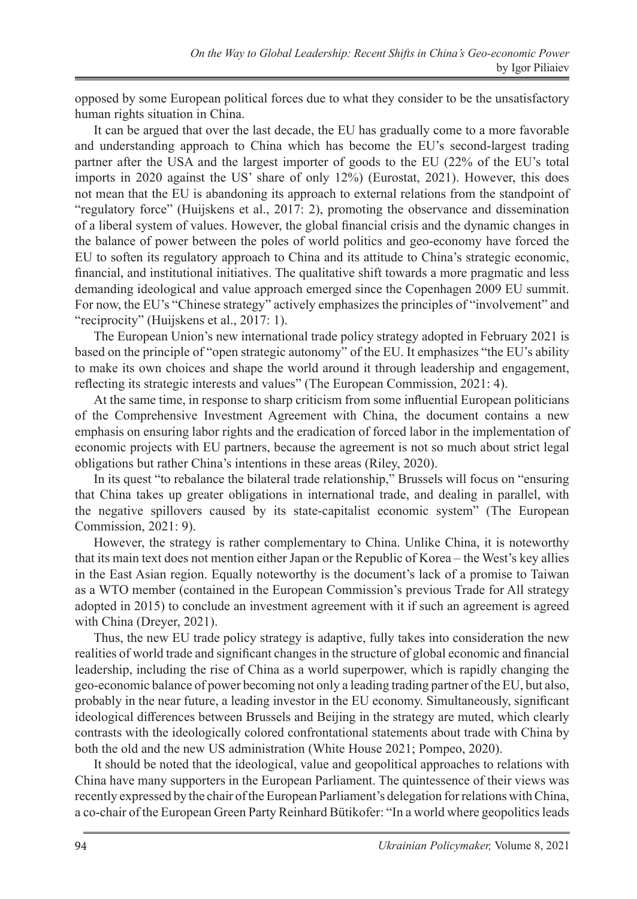opposed by some European political forces due to what they consider to be the unsatisfactory human rights situation in China.

It can be argued that over the last decade, the EU has gradually come to a more favorable and understanding approach to China which has become the EU's second-largest trading partner after the USA and the largest importer of goods to the EU (22% of the EU's total imports in 2020 against the US' share of only 12%) (Eurostat, 2021). However, this does not mean that the EU is abandoning its approach to external relations from the standpoint of "regulatory force" (Huijskens et al., 2017: 2), promoting the observance and dissemination of a liberal system of values. However, the global financial crisis and the dynamic changes in the balance of power between the poles of world politics and geo-economy have forced the EU to soften its regulatory approach to China and its attitude to China's strategic economic, financial, and institutional initiatives. The qualitative shift towards a more pragmatic and less demanding ideological and value approach emerged since the Copenhagen 2009 EU summit. For now, the EU's "Chinese strategy" actively emphasizes the principles of "involvement" and "reciprocity" (Huijskens et al., 2017: 1).

The European Union's new international trade policy strategy adopted in February 2021 is based on the principle of "open strategic autonomy" of the EU. It emphasizes "the EU's ability to make its own choices and shape the world around it through leadership and engagement, reflecting its strategic interests and values" (The European Commission, 2021: 4).

At the same time, in response to sharp criticism from some influential European politicians of the Comprehensive Investment Agreement with China, the document contains a new emphasis on ensuring labor rights and the eradication of forced labor in the implementation of economic projects with EU partners, because the agreement is not so much about strict legal obligations but rather China's intentions in these areas (Riley, 2020).

In its quest "to rebalance the bilateral trade relationship," Brussels will focus on "ensuring that China takes up greater obligations in international trade, and dealing in parallel, with the negative spillovers caused by its state-capitalist economic system" (The European Commission, 2021: 9).

However, the strategy is rather complementary to China. Unlike China, it is noteworthy that its main text does not mention either Japan or the Republic of Korea – the West's key allies in the East Asian region. Equally noteworthy is the document's lack of a promise to Taiwan as a WTO member (contained in the European Commission's previous Trade for All strategy adopted in 2015) to conclude an investment agreement with it if such an agreement is agreed with China (Dreyer, 2021).

Thus, the new EU trade policy strategy is adaptive, fully takes into consideration the new realities of world trade and significant changes in the structure of global economic and financial leadership, including the rise of China as a world superpower, which is rapidly changing the geo-economic balance of power becoming not only a leading trading partner of the EU, but also, probably in the near future, a leading investor in the EU economy. Simultaneously, significant ideological differences between Brussels and Beijing in the strategy are muted, which clearly contrasts with the ideologically colored confrontational statements about trade with China by both the old and the new US administration (White House 2021; Pompeo, 2020).

It should be noted that the ideological, value and geopolitical approaches to relations with China have many supporters in the European Parliament. The quintessence of their views was recently expressed by the chair of the European Parliament's delegation for relations with China, a co-chair of the European Green Party Reinhard Bütikofer: "In a world where geopolitics leads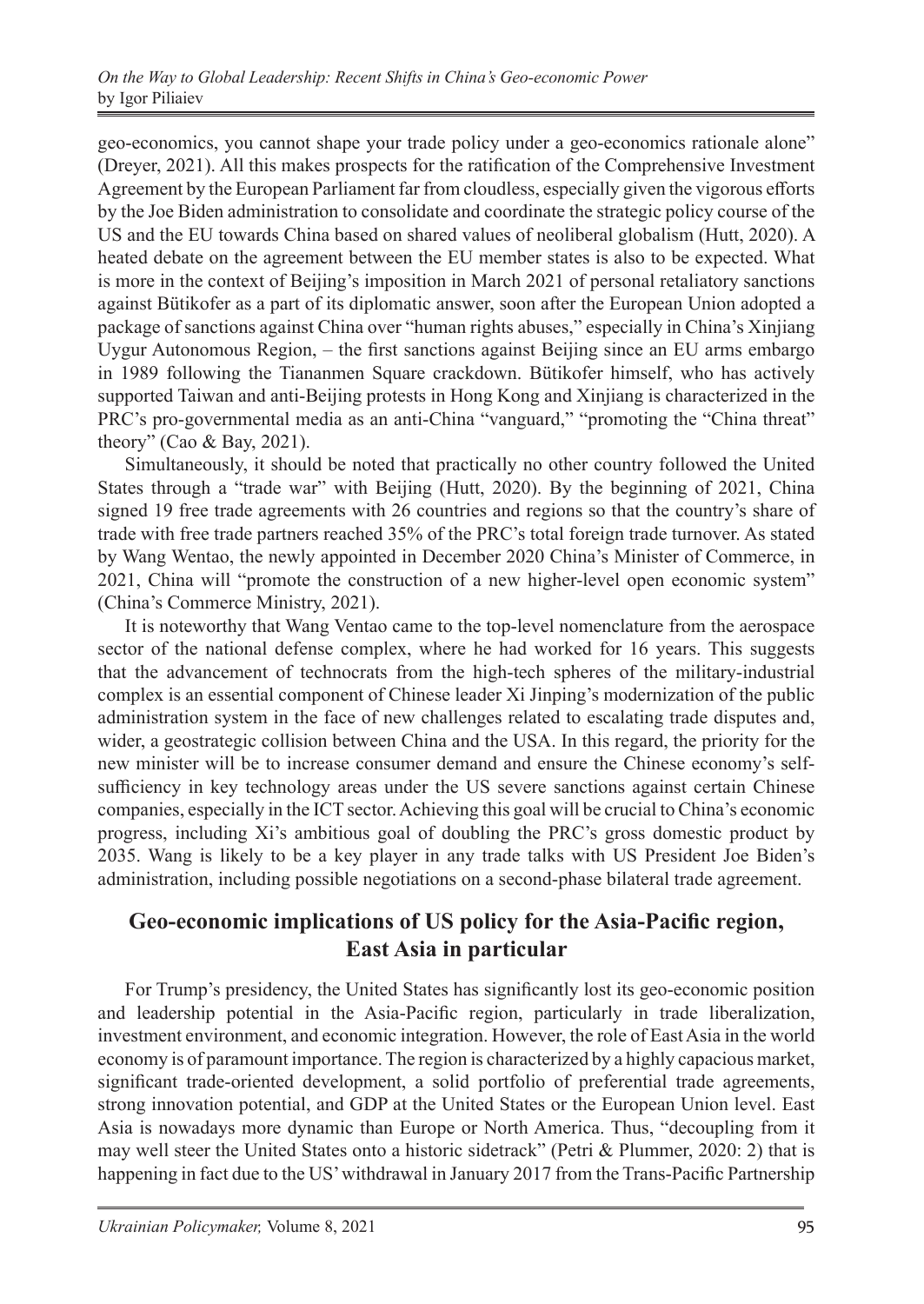geo-economics, you cannot shape your trade policy under a geo-economics rationale alone" (Dreyer, 2021). All this makes prospects for the ratification of the Comprehensive Investment Agreement by the European Parliament far from cloudless, especially given the vigorous efforts by the Joe Biden administration to consolidate and coordinate the strategic policy course of the US and the EU towards China based on shared values of neoliberal globalism (Hutt, 2020). A heated debate on the agreement between the EU member states is also to be expected. What is more in the context of Beijing's imposition in March 2021 of personal retaliatory sanctions against Bütikofer as a part of its diplomatic answer, soon after the European Union adopted a package of sanctions against China over "human rights abuses," especially in China's Xinjiang Uygur Autonomous Region, – the first sanctions against Beijing since an EU arms embargo in 1989 following the Tiananmen Square crackdown. Bütikofer himself, who has actively supported Taiwan and anti-Beijing protests in Hong Kong and Xinjiang is characterized in the PRC's pro-governmental media as an anti-China "vanguard," "promoting the "China threat" theory" (Cao & Bay, 2021).

Simultaneously, it should be noted that practically no other country followed the United States through a "trade war" with Beijing (Hutt, 2020). By the beginning of 2021, China signed 19 free trade agreements with 26 countries and regions so that the country's share of trade with free trade partners reached 35% of the PRC's total foreign trade turnover. As stated by Wang Wentao, the newly appointed in December 2020 China's Minister of Commerce, in 2021, China will "promote the construction of a new higher-level open economic system" (China's Commerce Ministry, 2021).

It is noteworthy that Wang Ventao came to the top-level nomenclature from the aerospace sector of the national defense complex, where he had worked for 16 years. This suggests that the advancement of technocrats from the high-tech spheres of the military-industrial complex is an essential component of Chinese leader Xi Jinping's modernization of the public administration system in the face of new challenges related to escalating trade disputes and, wider, a geostrategic collision between China and the USA. In this regard, the priority for the new minister will be to increase consumer demand and ensure the Chinese economy's self-sufficiency in key technology areas under the US severe sanctions against certain Chinese companies, especially in the ICT sector. Achieving this goal will be crucial to China's economic progress, including Xi's ambitious goal of doubling the PRC's gross domestic product by 2035. Wang is likely to be a key player in any trade talks with US President Joe Biden's administration, including possible negotiations on a second-phase bilateral trade agreement.

## Geo-economic implications of US policy for the Asia-Pacific region, East Asia in particular

For Trump's presidency, the United States has significantly lost its geo-economic position and leadership potential in the Asia-Pacific region, particularly in trade liberalization, investment environment, and economic integration. However, the role of East Asia in the world economy is of paramount importance. The region is characterized by a highly capacious market, significant trade-oriented development, a solid portfolio of preferential trade agreements, strong innovation potential, and GDP at the United States or the European Union level. East Asia is nowadays more dynamic than Europe or North America. Thus, "decoupling from it may well steer the United States onto a historic sidetrack" (Petri & Plummer, 2020: 2) that is happening in fact due to the US' withdrawal in January 2017 from the Trans-Pacific Partnership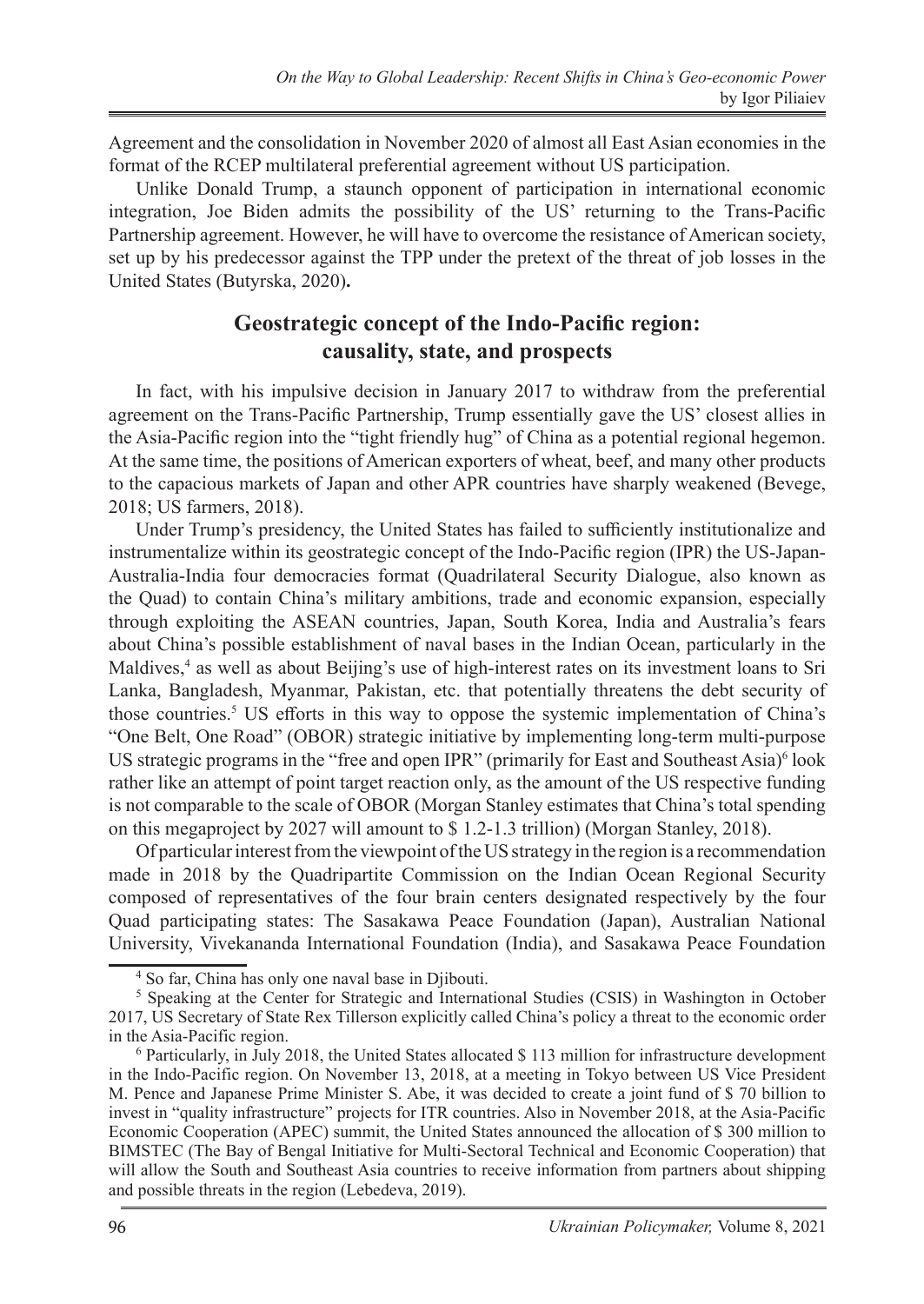Agreement and the consolidation in November 2020 of almost all East Asian economies in the format of the RCEP multilateral preferential agreement without US participation.

Unlike Donald Trump, a staunch opponent of participation in international economic integration, Joe Biden admits the possibility of the US' returning to the Trans-Pacific Partnership agreement. However, he will have to overcome the resistance of American society, set up by his predecessor against the TPP under the pretext of the threat of job losses in the United States (Butyrska, 2020)**.**

## Geostrategic concept of the Indo-Pacific region: causality, state, and prospects

In fact, with his impulsive decision in January 2017 to withdraw from the preferential agreement on the Trans-Pacific Partnership, Trump essentially gave the US' closest allies in the Asia-Pacific region into the "tight friendly hug" of China as a potential regional hegemon. At the same time, the positions of American exporters of wheat, beef, and many other products to the capacious markets of Japan and other APR countries have sharply weakened (Bevege, 2018; US farmers, 2018).

Under Trump's presidency, the United States has failed to sufficiently institutionalize and instrumentalize within its geostrategic concept of the Indo-Pacific region (IPR) the US-Japan-Australia-India four democracies format (Quadrilateral Security Dialogue, also known as the Quad) to contain China's military ambitions, trade and economic expansion, especially through exploiting the ASEAN countries, Japan, South Korea, India and Australia's fears about China's possible establishment of naval bases in the Indian Ocean, particularly in the Maldives,[4] as well as about Beijing's use of high-interest rates on its investment loans to Sri Lanka, Bangladesh, Myanmar, Pakistan, etc. that potentially threatens the debt security of those countries.[5] US efforts in this way to oppose the systemic implementation of China's "One Belt, One Road" (OBOR) strategic initiative by implementing long-term multi-purpose US strategic programs in the "free and open IPR" (primarily for East and Southeast Asia)[6] look rather like an attempt of point target reaction only, as the amount of the US respective funding is not comparable to the scale of OBOR (Morgan Stanley estimates that China's total spending on this megaproject by 2027 will amount to $ 1.2-1.3 trillion) (Morgan Stanley, 2018).

Of particular interest from the viewpoint of the US strategy in the region is a recommendation made in 2018 by the Quadripartite Commission on the Indian Ocean Regional Security composed of representatives of the four brain centers designated respectively by the four Quad participating states: The Sasakawa Peace Foundation (Japan), Australian National University, Vivekananda International Foundation (India), and Sasakawa Peace Foundation

---

[4] So far, China has only one naval base in Djibouti.

[5] Speaking at the Center for Strategic and International Studies (CSIS) in Washington in October 2017, US Secretary of State Rex Tillerson explicitly called China's policy a threat to the economic order in the Asia-Pacific region.

[6] Particularly, in July 2018, the United States allocated $ 113 million for infrastructure development in the Indo-Pacific region. On November 13, 2018, at a meeting in Tokyo between US Vice President M. Pence and Japanese Prime Minister S. Abe, it was decided to create a joint fund of $ 70 billion to invest in "quality infrastructure" projects for ITR countries. Also in November 2018, at the Asia-Pacific Economic Cooperation (APEC) summit, the United States announced the allocation of $ 300 million to BIMSTEC (The Bay of Bengal Initiative for Multi-Sectoral Technical and Economic Cooperation) that will allow the South and Southeast Asia countries to receive information from partners about shipping and possible threats in the region (Lebedeva, 2019).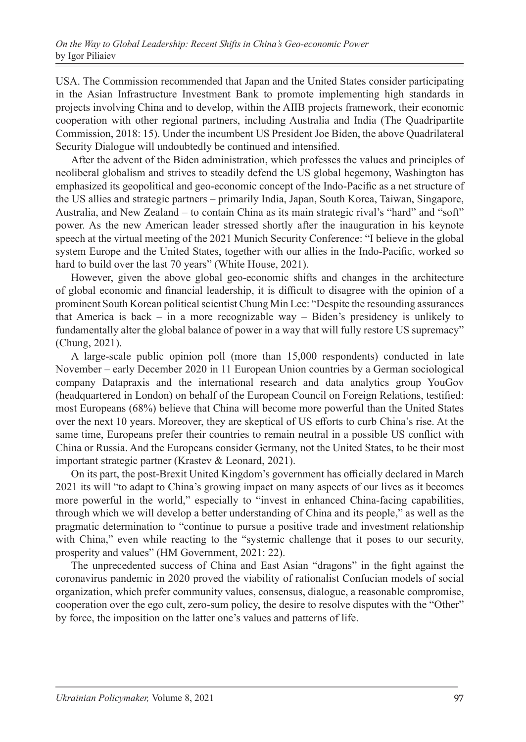USA. The Commission recommended that Japan and the United States consider participating in the Asian Infrastructure Investment Bank to promote implementing high standards in projects involving China and to develop, within the AIIB projects framework, their economic cooperation with other regional partners, including Australia and India (The Quadripartite Commission, 2018: 15). Under the incumbent US President Joe Biden, the above Quadrilateral Security Dialogue will undoubtedly be continued and intensified.

After the advent of the Biden administration, which professes the values and principles of neoliberal globalism and strives to steadily defend the US global hegemony, Washington has emphasized its geopolitical and geo-economic concept of the Indo-Pacific as a net structure of the US allies and strategic partners – primarily India, Japan, South Korea, Taiwan, Singapore, Australia, and New Zealand – to contain China as its main strategic rival's "hard" and "soft" power. As the new American leader stressed shortly after the inauguration in his keynote speech at the virtual meeting of the 2021 Munich Security Conference: "I believe in the global system Europe and the United States, together with our allies in the Indo-Pacific, worked so hard to build over the last 70 years" (White House, 2021).

However, given the above global geo-economic shifts and changes in the architecture of global economic and financial leadership, it is difficult to disagree with the opinion of a prominent South Korean political scientist Chung Min Lee: "Despite the resounding assurances that America is back – in a more recognizable way – Biden's presidency is unlikely to fundamentally alter the global balance of power in a way that will fully restore US supremacy" (Chung, 2021).

A large-scale public opinion poll (more than 15,000 respondents) conducted in late November – early December 2020 in 11 European Union countries by a German sociological company Datapraxis and the international research and data analytics group YouGov (headquartered in London) on behalf of the European Council on Foreign Relations, testified: most Europeans (68%) believe that China will become more powerful than the United States over the next 10 years. Moreover, they are skeptical of US efforts to curb China's rise. At the same time, Europeans prefer their countries to remain neutral in a possible US conflict with China or Russia. And the Europeans consider Germany, not the United States, to be their most important strategic partner (Krastev & Leonard, 2021).

On its part, the post-Brexit United Kingdom's government has officially declared in March 2021 its will "to adapt to China's growing impact on many aspects of our lives as it becomes more powerful in the world," especially to "invest in enhanced China-facing capabilities, through which we will develop a better understanding of China and its people," as well as the pragmatic determination to "continue to pursue a positive trade and investment relationship with China," even while reacting to the "systemic challenge that it poses to our security, prosperity and values" (HM Government, 2021: 22).

The unprecedented success of China and East Asian "dragons" in the fight against the coronavirus pandemic in 2020 proved the viability of rationalist Confucian models of social organization, which prefer community values, consensus, dialogue, a reasonable compromise, cooperation over the ego cult, zero-sum policy, the desire to resolve disputes with the "Other" by force, the imposition on the latter one's values and patterns of life.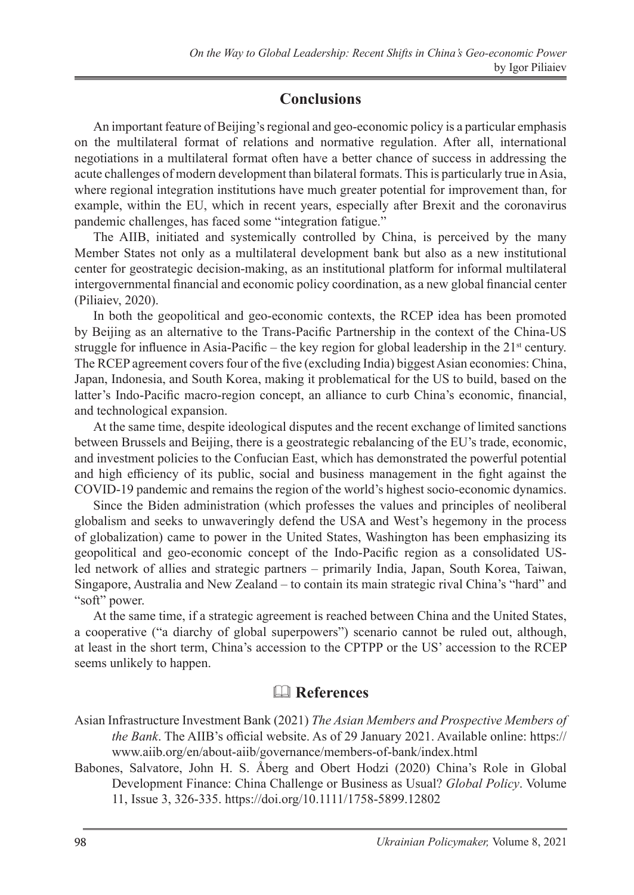## Conclusions

An important feature of Beijing's regional and geo-economic policy is a particular emphasis on the multilateral format of relations and normative regulation. After all, international negotiations in a multilateral format often have a better chance of success in addressing the acute challenges of modern development than bilateral formats. This is particularly true in Asia, where regional integration institutions have much greater potential for improvement than, for example, within the EU, which in recent years, especially after Brexit and the coronavirus pandemic challenges, has faced some "integration fatigue."

The AIIB, initiated and systemically controlled by China, is perceived by the many Member States not only as a multilateral development bank but also as a new institutional center for geostrategic decision-making, as an institutional platform for informal multilateral intergovernmental financial and economic policy coordination, as a new global financial center (Piliaiev, 2020).

In both the geopolitical and geo-economic contexts, the RCEP idea has been promoted by Beijing as an alternative to the Trans-Pacific Partnership in the context of the China-US struggle for influence in Asia-Pacific – the key region for global leadership in the 21st century. The RCEP agreement covers four of the five (excluding India) biggest Asian economies: China, Japan, Indonesia, and South Korea, making it problematical for the US to build, based on the latter's Indo-Pacific macro-region concept, an alliance to curb China's economic, financial, and technological expansion.

At the same time, despite ideological disputes and the recent exchange of limited sanctions between Brussels and Beijing, there is a geostrategic rebalancing of the EU's trade, economic, and investment policies to the Confucian East, which has demonstrated the powerful potential and high efficiency of its public, social and business management in the fight against the COVID-19 pandemic and remains the region of the world's highest socio-economic dynamics.

Since the Biden administration (which professes the values and principles of neoliberal globalism and seeks to unwaveringly defend the USA and West's hegemony in the process of globalization) came to power in the United States, Washington has been emphasizing its geopolitical and geo-economic concept of the Indo-Pacific region as a consolidated US-led network of allies and strategic partners – primarily India, Japan, South Korea, Taiwan, Singapore, Australia and New Zealand – to contain its main strategic rival China's "hard" and "soft" power.

At the same time, if a strategic agreement is reached between China and the United States, a cooperative ("a diarchy of global superpowers") scenario cannot be ruled out, although, at least in the short term, China's accession to the CPTPP or the US' accession to the RCEP seems unlikely to happen.

## References

Asian Infrastructure Investment Bank (2021) *The Asian Members and Prospective Members of the Bank*. The AIIB's official website. As of 29 January 2021. Available online: https://www.aiib.org/en/about-aiib/governance/members-of-bank/index.html

Babones, Salvatore, John H. S. Åberg and Obert Hodzi (2020) China's Role in Global Development Finance: China Challenge or Business as Usual? *Global Policy*. Volume 11, Issue 3, 326-335. https://doi.org/10.1111/1758-5899.12802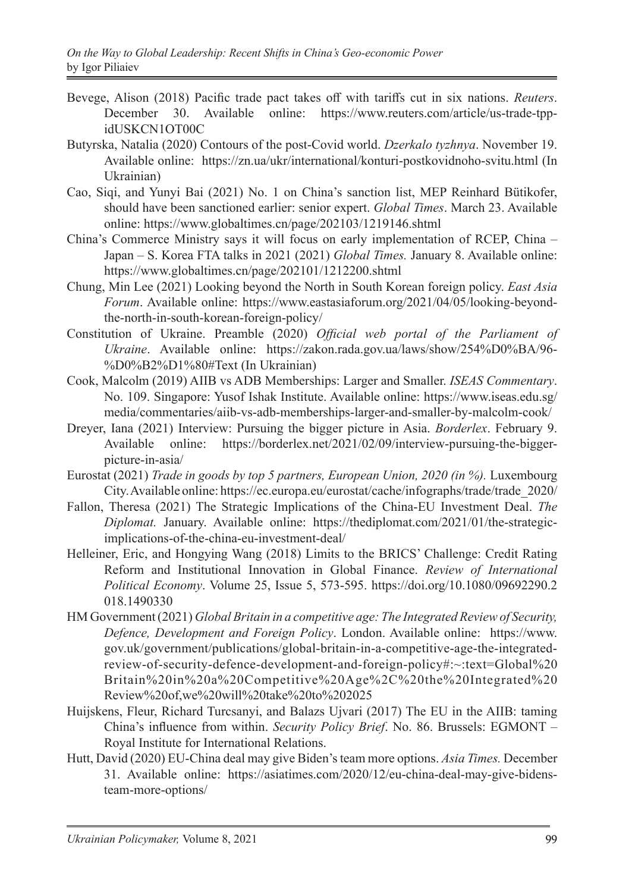Bevege, Alison (2018) Pacific trade pact takes off with tariffs cut in six nations. *Reuters*. December 30. Available online: https://www.reuters.com/article/us-trade-tpp-idUSKCN1OT00C

Butyrska, Natalia (2020) Contours of the post-Covid world. *Dzerkalo tyzhnya*. November 19. Available online: https://zn.ua/ukr/international/konturi-postkovidnoho-svitu.html (In Ukrainian)

Cao, Siqi, and Yunyi Bai (2021) No. 1 on China's sanction list, MEP Reinhard Bütikofer, should have been sanctioned earlier: senior expert. *Global Times*. March 23. Available online: https://www.globaltimes.cn/page/202103/1219146.shtml

China's Commerce Ministry says it will focus on early implementation of RCEP, China – Japan – S. Korea FTA talks in 2021 (2021) *Global Times.* January 8. Available online: https://www.globaltimes.cn/page/202101/1212200.shtml

Chung, Min Lee (2021) Looking beyond the North in South Korean foreign policy. *East Asia Forum*. Available online: https://www.eastasiaforum.org/2021/04/05/looking-beyond-the-north-in-south-korean-foreign-policy/

Constitution of Ukraine. Preamble (2020) *Official web portal of the Parliament of Ukraine*. Available online: https://zakon.rada.gov.ua/laws/show/254%D0%BA/96-%D0%B2%D1%80#Text (In Ukrainian)

Cook, Malcolm (2019) AIIB vs ADB Memberships: Larger and Smaller. *ISEAS Commentary*. No. 109. Singapore: Yusof Ishak Institute. Available online: https://www.iseas.edu.sg/media/commentaries/aiib-vs-adb-memberships-larger-and-smaller-by-malcolm-cook/

Dreyer, Iana (2021) Interview: Pursuing the bigger picture in Asia. *Borderlex*. February 9. Available online: https://borderlex.net/2021/02/09/interview-pursuing-the-bigger-picture-in-asia/

Eurostat (2021) *Trade in goods by top 5 partners, European Union, 2020 (in %).* Luxembourg City. Available online: https://ec.europa.eu/eurostat/cache/infographs/trade/trade_2020/

Fallon, Theresa (2021) The Strategic Implications of the China-EU Investment Deal. *The Diplomat.* January. Available online: https://thediplomat.com/2021/01/the-strategic-implications-of-the-china-eu-investment-deal/

Helleiner, Eric, and Hongying Wang (2018) Limits to the BRICS' Challenge: Credit Rating Reform and Institutional Innovation in Global Finance. *Review of International Political Economy*. Volume 25, Issue 5, 573-595. https://doi.org/10.1080/09692290.2018.1490330

HM Government (2021) *Global Britain in a competitive age: The Integrated Review of Security, Defence, Development and Foreign Policy*. London. Available online: https://www.gov.uk/government/publications/global-britain-in-a-competitive-age-the-integrated-review-of-security-defence-development-and-foreign-policy#:~:text=Global%20Britain%20in%20a%20Competitive%20Age%2C%20the%20Integrated%20Review%20of,we%20will%20take%20to%202025

Huijskens, Fleur, Richard Turcsanyi, and Balazs Ujvari (2017) The EU in the AIIB: taming China's influence from within. *Security Policy Brief*. No. 86. Brussels: EGMONT – Royal Institute for International Relations.

Hutt, David (2020) EU-China deal may give Biden's team more options. *Asia Times.* December 31. Available online: https://asiatimes.com/2020/12/eu-china-deal-may-give-bidens-team-more-options/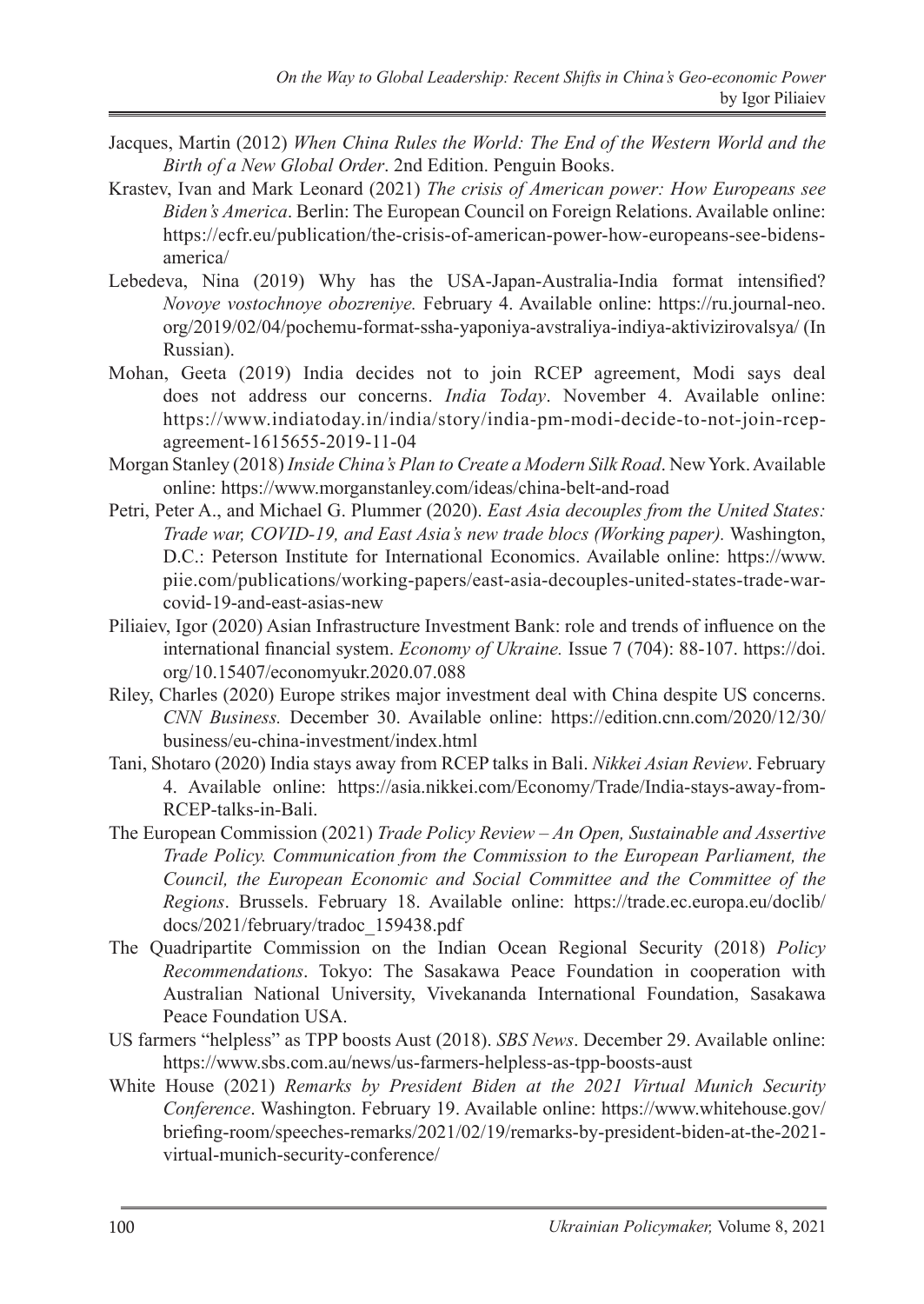Jacques, Martin (2012) *When China Rules the World: The End of the Western World and the Birth of a New Global Order*. 2nd Edition. Penguin Books.

Krastev, Ivan and Mark Leonard (2021) *The crisis of American power: How Europeans see Biden's America*. Berlin: The European Council on Foreign Relations. Available online: https://ecfr.eu/publication/the-crisis-of-american-power-how-europeans-see-bidens-america/

Lebedeva, Nina (2019) Why has the USA-Japan-Australia-India format intensified? *Novoye vostochnoye obozreniye.* February 4. Available online: https://ru.journal-neo.org/2019/02/04/pochemu-format-ssha-yaponiya-avstraliya-indiya-aktivizirovalsya/ (In Russian).

Mohan, Geeta (2019) India decides not to join RCEP agreement, Modi says deal does not address our concerns. *India Today*. November 4. Available online: https://www.indiatoday.in/india/story/india-pm-modi-decide-to-not-join-rcep-agreement-1615655-2019-11-04

Morgan Stanley (2018) *Inside China's Plan to Create a Modern Silk Road*. New York. Available online: https://www.morganstanley.com/ideas/china-belt-and-road

Petri, Peter A., and Michael G. Plummer (2020). *East Asia decouples from the United States: Trade war, COVID-19, and East Asia's new trade blocs (Working paper).* Washington, D.C.: Peterson Institute for International Economics. Available online: https://www.piie.com/publications/working-papers/east-asia-decouples-united-states-trade-war-covid-19-and-east-asias-new

Piliaiev, Igor (2020) Asian Infrastructure Investment Bank: role and trends of influence on the international financial system. *Economy of Ukraine.* Issue 7 (704): 88-107. https://doi.org/10.15407/economyukr.2020.07.088

Riley, Charles (2020) Europe strikes major investment deal with China despite US concerns. *CNN Business.* December 30. Available online: https://edition.cnn.com/2020/12/30/business/eu-china-investment/index.html

Tani, Shotaro (2020) India stays away from RCEP talks in Bali. *Nikkei Asian Review*. February 4. Available online: https://asia.nikkei.com/Economy/Trade/India-stays-away-from-RCEP-talks-in-Bali.

The European Commission (2021) *Trade Policy Review – An Open, Sustainable and Assertive Trade Policy. Communication from the Commission to the European Parliament, the Council, the European Economic and Social Committee and the Committee of the Regions*. Brussels. February 18. Available online: https://trade.ec.europa.eu/doclib/docs/2021/february/tradoc_159438.pdf

The Quadripartite Commission on the Indian Ocean Regional Security (2018) *Policy Recommendations*. Tokyo: The Sasakawa Peace Foundation in cooperation with Australian National University, Vivekananda International Foundation, Sasakawa Peace Foundation USA.

US farmers "helpless" as TPP boosts Aust (2018). *SBS News*. December 29. Available online: https://www.sbs.com.au/news/us-farmers-helpless-as-tpp-boosts-aust

White House (2021) *Remarks by President Biden at the 2021 Virtual Munich Security Conference*. Washington. February 19. Available online: https://www.whitehouse.gov/briefing-room/speeches-remarks/2021/02/19/remarks-by-president-biden-at-the-2021-virtual-munich-security-conference/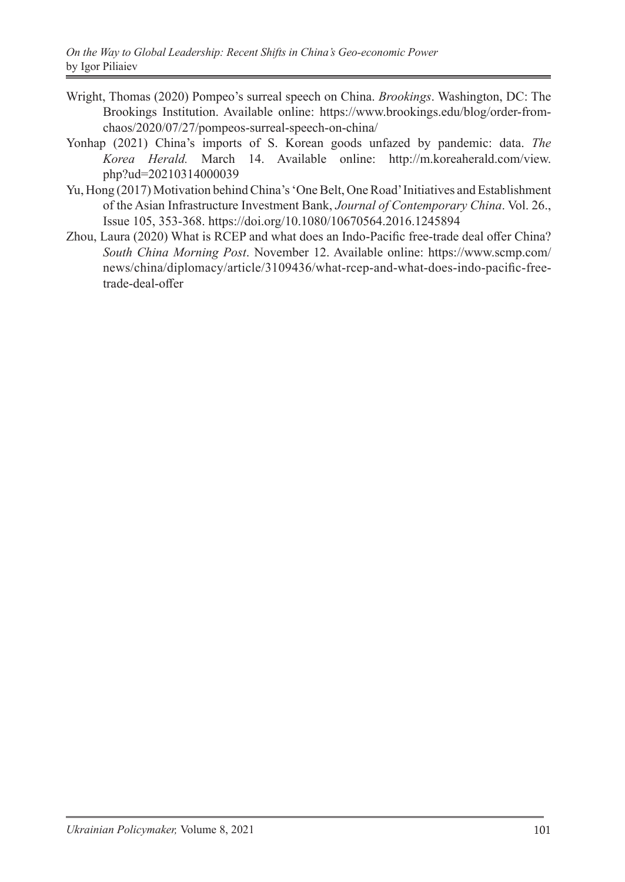Wright, Thomas (2020) Pompeo's surreal speech on China. *Brookings*. Washington, DC: The Brookings Institution. Available online: https://www.brookings.edu/blog/order-from-chaos/2020/07/27/pompeos-surreal-speech-on-china/

Yonhap (2021) China's imports of S. Korean goods unfazed by pandemic: data. *The Korea Herald.* March 14. Available online: http://m.koreaherald.com/view.php?ud=20210314000039

Yu, Hong (2017) Motivation behind China's 'One Belt, One Road' Initiatives and Establishment of the Asian Infrastructure Investment Bank, *Journal of Contemporary China*. Vol. 26., Issue 105, 353-368. https://doi.org/10.1080/10670564.2016.1245894

Zhou, Laura (2020) What is RCEP and what does an Indo-Pacific free-trade deal offer China? *South China Morning Post*. November 12. Available online: https://www.scmp.com/news/china/diplomacy/article/3109436/what-rcep-and-what-does-indo-pacific-free-trade-deal-offer